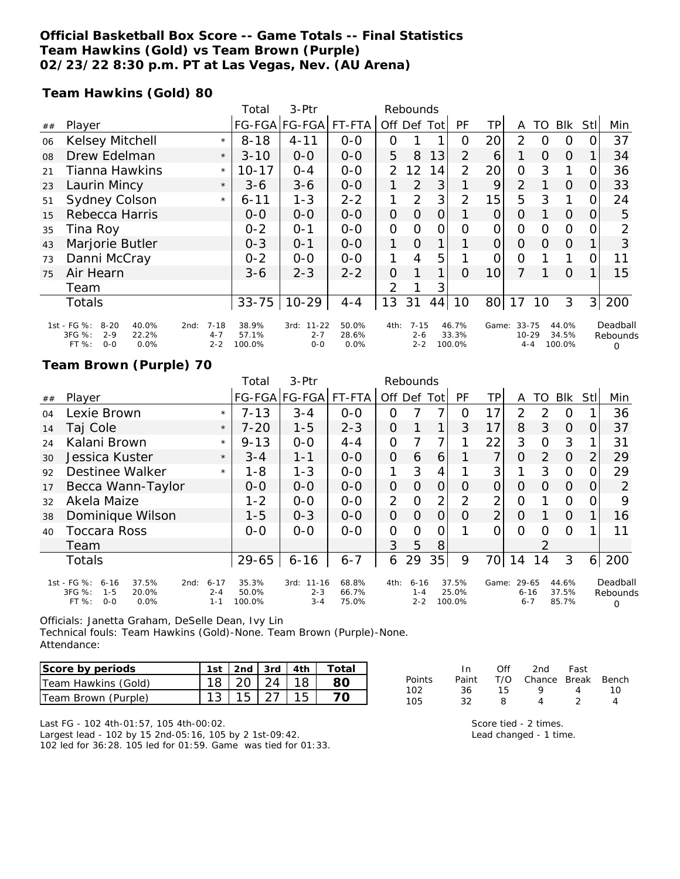**Official Basketball Box Score -- Game Totals -- Final Statistics**
**Team Hawkins (Gold) vs Team Brown (Purple)**
**02/23/22 8:30 p.m. PT at Las Vegas, Nev. (AU Arena)**

**Team Hawkins (Gold) 80**

| ## | Player | | Total FG-FGA | 3-Ptr FG-FGA | FT-FTA | Rebounds Off | Def | Tot | PF | TP | A | TO | Blk | Stl | Min |
|---|---|---|---|---|---|---|---|---|---|---|---|---|---|---|---|
| 06 | Kelsey Mitchell | * | 8-18 | 4-11 | 0-0 | 0 | 1 | 1 | 0 | 20 | 2 | 0 | 0 | 0 | 37 |
| 08 | Drew Edelman | * | 3-10 | 0-0 | 0-0 | 5 | 8 | 13 | 2 | 6 | 1 | 0 | 0 | 1 | 34 |
| 21 | Tianna Hawkins | * | 10-17 | 0-4 | 0-0 | 2 | 12 | 14 | 2 | 20 | 0 | 3 | 1 | 0 | 36 |
| 23 | Laurin Mincy | * | 3-6 | 3-6 | 0-0 | 1 | 2 | 3 | 1 | 9 | 2 | 1 | 0 | 0 | 33 |
| 51 | Sydney Colson | * | 6-11 | 1-3 | 2-2 | 1 | 2 | 3 | 2 | 15 | 5 | 3 | 1 | 0 | 24 |
| 15 | Rebecca Harris | | 0-0 | 0-0 | 0-0 | 0 | 0 | 0 | 1 | 0 | 0 | 1 | 0 | 0 | 5 |
| 35 | Tina Roy | | 0-2 | 0-1 | 0-0 | 0 | 0 | 0 | 0 | 0 | 0 | 0 | 0 | 0 | 2 |
| 43 | Marjorie Butler | | 0-3 | 0-1 | 0-0 | 1 | 0 | 1 | 1 | 0 | 0 | 0 | 0 | 1 | 3 |
| 73 | Danni McCray | | 0-2 | 0-0 | 0-0 | 1 | 4 | 5 | 1 | 0 | 0 | 1 | 1 | 0 | 11 |
| 75 | Air Hearn | | 3-6 | 2-3 | 2-2 | 0 | 1 | 1 | 0 | 10 | 7 | 1 | 0 | 1 | 15 |
| | Team | | | | | 2 | 1 | 3 | | | | | | | |
| | Totals | | 33-75 | 10-29 | 4-4 | 13 | 31 | 44 | 10 | 80 | 17 | 10 | 3 | 3 | 200 |

| | FG % | 3FG % | FT % |
|---|---|---|---|
| 1st | 8-20 40.0% | 2-9 22.2% | 0-0 0.0% |
| 2nd | 7-18 38.9% | 4-7 57.1% | 2-2 100.0% |
| 3rd | 11-22 50.0% | 2-7 28.6% | 0-0 0.0% |
| 4th | 7-15 46.7% | 2-6 33.3% | 2-2 100.0% |
| Game | 33-75 44.0% | 10-29 34.5% | 4-4 100.0% |

Deadball Rebounds: 0

**Team Brown (Purple) 70**

| ## | Player | | Total FG-FGA | 3-Ptr FG-FGA | FT-FTA | Rebounds Off | Def | Tot | PF | TP | A | TO | Blk | Stl | Min |
|---|---|---|---|---|---|---|---|---|---|---|---|---|---|---|---|
| 04 | Lexie Brown | * | 7-13 | 3-4 | 0-0 | 0 | 7 | 7 | 0 | 17 | 2 | 2 | 0 | 1 | 36 |
| 14 | Taj Cole | * | 7-20 | 1-5 | 2-3 | 0 | 1 | 1 | 3 | 17 | 8 | 3 | 0 | 0 | 37 |
| 24 | Kalani Brown | * | 9-13 | 0-0 | 4-4 | 0 | 7 | 7 | 1 | 22 | 3 | 0 | 3 | 1 | 31 |
| 30 | Jessica Kuster | * | 3-4 | 1-1 | 0-0 | 0 | 6 | 6 | 1 | 7 | 0 | 2 | 0 | 2 | 29 |
| 92 | Destinee Walker | * | 1-8 | 1-3 | 0-0 | 1 | 3 | 4 | 1 | 3 | 1 | 3 | 0 | 0 | 29 |
| 17 | Becca Wann-Taylor | | 0-0 | 0-0 | 0-0 | 0 | 0 | 0 | 0 | 0 | 0 | 0 | 0 | 0 | 2 |
| 32 | Akela Maize | | 1-2 | 0-0 | 0-0 | 2 | 0 | 2 | 2 | 2 | 0 | 1 | 0 | 0 | 9 |
| 38 | Dominique Wilson | | 1-5 | 0-3 | 0-0 | 0 | 0 | 0 | 0 | 2 | 0 | 1 | 0 | 1 | 16 |
| 40 | Toccara Ross | | 0-0 | 0-0 | 0-0 | 0 | 0 | 0 | 1 | 0 | 0 | 0 | 0 | 1 | 11 |
| | Team | | | | | 3 | 5 | 8 | | | | 2 | | | |
| | Totals | | 29-65 | 6-16 | 6-7 | 6 | 29 | 35 | 9 | 70 | 14 | 14 | 3 | 6 | 200 |

| | FG % | 3FG % | FT % |
|---|---|---|---|
| 1st | 6-16 37.5% | 1-5 20.0% | 0-0 0.0% |
| 2nd | 6-17 35.3% | 2-4 50.0% | 1-1 100.0% |
| 3rd | 11-16 68.8% | 2-3 66.7% | 3-4 75.0% |
| 4th | 6-16 37.5% | 1-4 25.0% | 2-2 100.0% |
| Game | 29-65 44.6% | 6-16 37.5% | 6-7 85.7% |

Deadball Rebounds: 0

Officials: Janetta Graham, DeSelle Dean, Ivy Lin
Technical fouls: Team Hawkins (Gold)-None. Team Brown (Purple)-None.
Attendance:

| Score by periods | 1st | 2nd | 3rd | 4th | Total |
|---|---|---|---|---|---|
| Team Hawkins (Gold) | 18 | 20 | 24 | 18 | **80** |
| Team Brown (Purple) | 13 | 15 | 27 | 15 | **70** |

| Points | In Paint | Off T/O | 2nd Chance | Fast Break | Bench |
|---|---|---|---|---|---|
| 102 | 36 | 15 | 9 | 4 | 10 |
| 105 | 32 | 8 | 4 | 2 | 4 |

Last FG - 102 4th-01:57, 105 4th-00:02.
Largest lead - 102 by 15 2nd-05:16, 105 by 2 1st-09:42.
102 led for 36:28. 105 led for 01:59. Game was tied for 01:33.

Score tied - 2 times.
Lead changed - 1 time.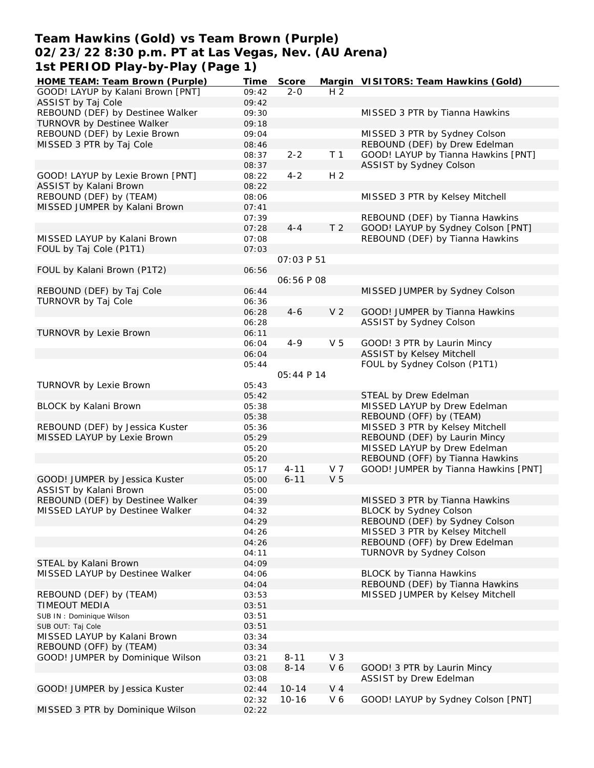**Team Hawkins (Gold) vs Team Brown (Purple)**
**02/23/22 8:30 p.m. PT at Las Vegas, Nev. (AU Arena)**
**1st PERIOD Play-by-Play (Page 1)**

| HOME TEAM: Team Brown (Purple) | Time | Score | Margin | VISITORS: Team Hawkins (Gold) |
|---|---|---|---|---|
| GOOD! LAYUP by Kalani Brown [PNT] | 09:42 | 2-0 | H 2 | |
| ASSIST by Taj Cole | 09:42 | | | |
| REBOUND (DEF) by Destinee Walker | 09:30 | | | MISSED 3 PTR by Tianna Hawkins |
| TURNOVR by Destinee Walker | 09:18 | | | |
| REBOUND (DEF) by Lexie Brown | 09:04 | | | MISSED 3 PTR by Sydney Colson |
| MISSED 3 PTR by Taj Cole | 08:46 | | | REBOUND (DEF) by Drew Edelman |
| | 08:37 | 2-2 | T 1 | GOOD! LAYUP by Tianna Hawkins [PNT] |
| | 08:37 | | | ASSIST by Sydney Colson |
| GOOD! LAYUP by Lexie Brown [PNT] | 08:22 | 4-2 | H 2 | |
| ASSIST by Kalani Brown | 08:22 | | | |
| REBOUND (DEF) by (TEAM) | 08:06 | | | MISSED 3 PTR by Kelsey Mitchell |
| MISSED JUMPER by Kalani Brown | 07:41 | | | |
| | 07:39 | | | REBOUND (DEF) by Tianna Hawkins |
| | 07:28 | 4-4 | T 2 | GOOD! LAYUP by Sydney Colson [PNT] |
| MISSED LAYUP by Kalani Brown | 07:08 | | | REBOUND (DEF) by Tianna Hawkins |
| FOUL by Taj Cole (P1T1) | 07:03 | | | |
| | | 07:03 P 51 | | |
| FOUL by Kalani Brown (P1T2) | 06:56 | | | |
| | | 06:56 P 08 | | |
| REBOUND (DEF) by Taj Cole | 06:44 | | | MISSED JUMPER by Sydney Colson |
| TURNOVR by Taj Cole | 06:36 | | | |
| | 06:28 | 4-6 | V 2 | GOOD! JUMPER by Tianna Hawkins |
| | 06:28 | | | ASSIST by Sydney Colson |
| TURNOVR by Lexie Brown | 06:11 | | | |
| | 06:04 | 4-9 | V 5 | GOOD! 3 PTR by Laurin Mincy |
| | 06:04 | | | ASSIST by Kelsey Mitchell |
| | 05:44 | | | FOUL by Sydney Colson (P1T1) |
| | | 05:44 P 14 | | |
| TURNOVR by Lexie Brown | 05:43 | | | |
| | 05:42 | | | STEAL by Drew Edelman |
| BLOCK by Kalani Brown | 05:38 | | | MISSED LAYUP by Drew Edelman |
| | 05:38 | | | REBOUND (OFF) by (TEAM) |
| REBOUND (DEF) by Jessica Kuster | 05:36 | | | MISSED 3 PTR by Kelsey Mitchell |
| MISSED LAYUP by Lexie Brown | 05:29 | | | REBOUND (DEF) by Laurin Mincy |
| | 05:20 | | | MISSED LAYUP by Drew Edelman |
| | 05:20 | | | REBOUND (OFF) by Tianna Hawkins |
| | 05:17 | 4-11 | V 7 | GOOD! JUMPER by Tianna Hawkins [PNT] |
| GOOD! JUMPER by Jessica Kuster | 05:00 | 6-11 | V 5 | |
| ASSIST by Kalani Brown | 05:00 | | | |
| REBOUND (DEF) by Destinee Walker | 04:39 | | | MISSED 3 PTR by Tianna Hawkins |
| MISSED LAYUP by Destinee Walker | 04:32 | | | BLOCK by Sydney Colson |
| | 04:29 | | | REBOUND (DEF) by Sydney Colson |
| | 04:26 | | | MISSED 3 PTR by Kelsey Mitchell |
| | 04:26 | | | REBOUND (OFF) by Drew Edelman |
| | 04:11 | | | TURNOVR by Sydney Colson |
| STEAL by Kalani Brown | 04:09 | | | |
| MISSED LAYUP by Destinee Walker | 04:06 | | | BLOCK by Tianna Hawkins |
| | 04:04 | | | REBOUND (DEF) by Tianna Hawkins |
| REBOUND (DEF) by (TEAM) | 03:53 | | | MISSED JUMPER by Kelsey Mitchell |
| TIMEOUT MEDIA | 03:51 | | | |
| SUB IN : Dominique Wilson | 03:51 | | | |
| SUB OUT: Taj Cole | 03:51 | | | |
| MISSED LAYUP by Kalani Brown | 03:34 | | | |
| REBOUND (OFF) by (TEAM) | 03:34 | | | |
| GOOD! JUMPER by Dominique Wilson | 03:21 | 8-11 | V 3 | |
| | 03:08 | 8-14 | V 6 | GOOD! 3 PTR by Laurin Mincy |
| | 03:08 | | | ASSIST by Drew Edelman |
| GOOD! JUMPER by Jessica Kuster | 02:44 | 10-14 | V 4 | |
| | 02:32 | 10-16 | V 6 | GOOD! LAYUP by Sydney Colson [PNT] |
| MISSED 3 PTR by Dominique Wilson | 02:22 | | | |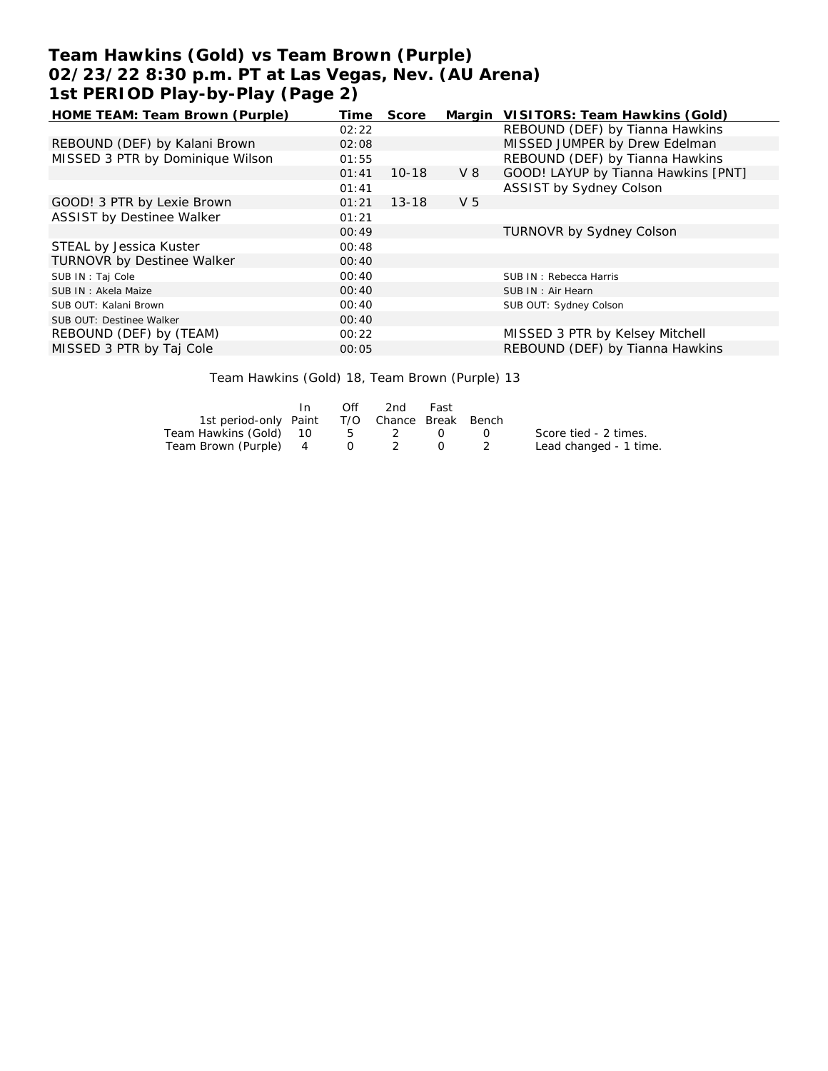# Team Hawkins (Gold) vs Team Brown (Purple)
## 02/23/22 8:30 p.m. PT at Las Vegas, Nev. (AU Arena)
## 1st PERIOD Play-by-Play (Page 2)

| HOME TEAM: Team Brown (Purple) | Time | Score | Margin | VISITORS: Team Hawkins (Gold) |
|---|---|---|---|---|
| | 02:22 | | | REBOUND (DEF) by Tianna Hawkins |
| REBOUND (DEF) by Kalani Brown | 02:08 | | | MISSED JUMPER by Drew Edelman |
| MISSED 3 PTR by Dominique Wilson | 01:55 | | | REBOUND (DEF) by Tianna Hawkins |
| | 01:41 | 10-18 | V 8 | GOOD! LAYUP by Tianna Hawkins [PNT] |
| | 01:41 | | | ASSIST by Sydney Colson |
| GOOD! 3 PTR by Lexie Brown | 01:21 | 13-18 | V 5 | |
| ASSIST by Destinee Walker | 01:21 | | | |
| | 00:49 | | | TURNOVR by Sydney Colson |
| STEAL by Jessica Kuster | 00:48 | | | |
| TURNOVR by Destinee Walker | 00:40 | | | |
| SUB IN : Taj Cole | 00:40 | | | SUB IN : Rebecca Harris |
| SUB IN : Akela Maize | 00:40 | | | SUB IN : Air Hearn |
| SUB OUT: Kalani Brown | 00:40 | | | SUB OUT: Sydney Colson |
| SUB OUT: Destinee Walker | 00:40 | | | |
| REBOUND (DEF) by (TEAM) | 00:22 | | | MISSED 3 PTR by Kelsey Mitchell |
| MISSED 3 PTR by Taj Cole | 00:05 | | | REBOUND (DEF) by Tianna Hawkins |

Team Hawkins (Gold) 18, Team Brown (Purple) 13

| 1st period-only | In Paint | Off T/O | 2nd Chance | Fast Break | Bench |
|---|---|---|---|---|---|
| Team Hawkins (Gold) | 10 | 5 | 2 | 0 | 0 |
| Team Brown (Purple) | 4 | 0 | 2 | 0 | 2 |

Score tied - 2 times.
Lead changed - 1 time.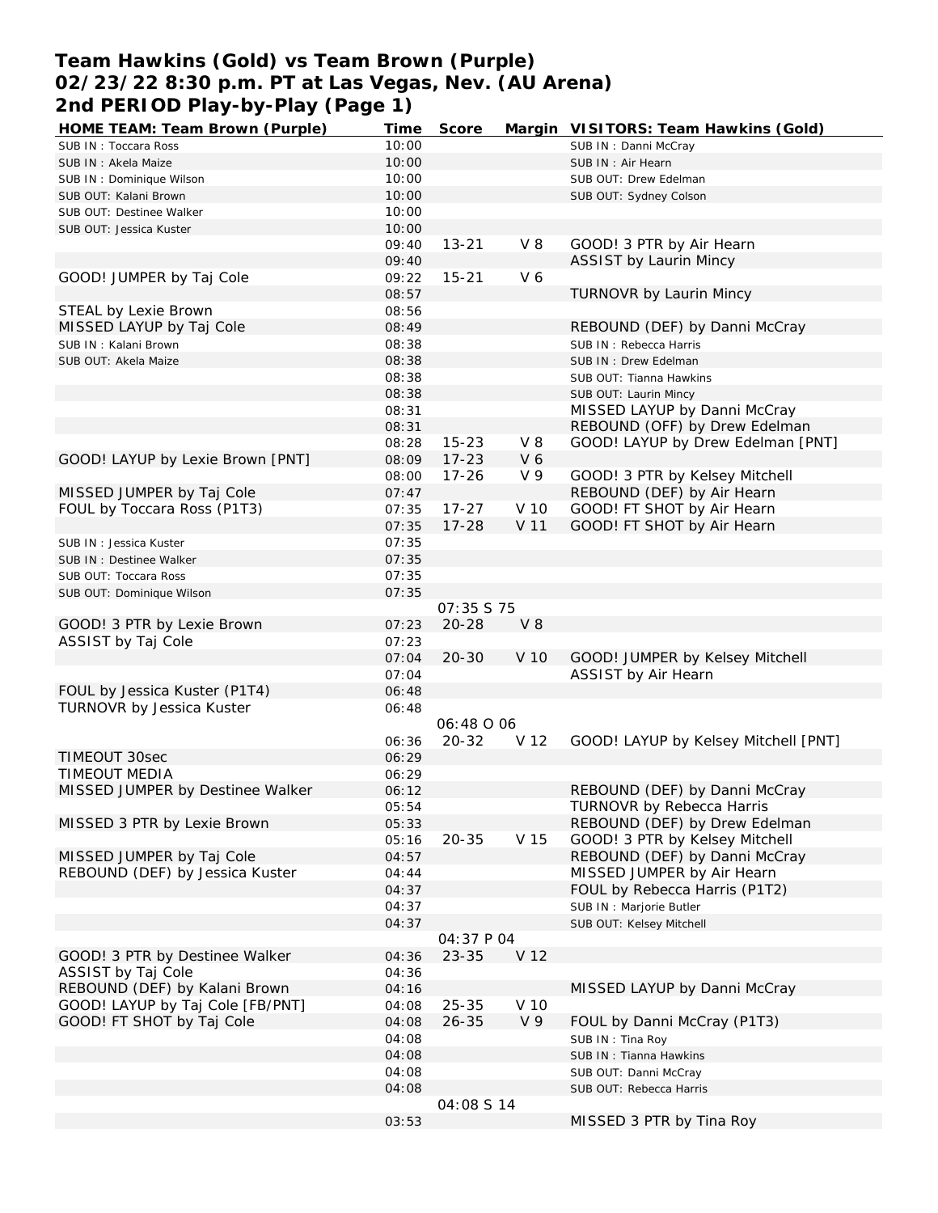# Team Hawkins (Gold) vs Team Brown (Purple)
## 02/23/22 8:30 p.m. PT at Las Vegas, Nev. (AU Arena)
## 2nd PERIOD Play-by-Play (Page 1)

| HOME TEAM: Team Brown (Purple) | Time | Score | Margin | VISITORS: Team Hawkins (Gold) |
|---|---|---|---|---|
| SUB IN : Toccara Ross | 10:00 | | | SUB IN : Danni McCray |
| SUB IN : Akela Maize | 10:00 | | | SUB IN : Air Hearn |
| SUB IN : Dominique Wilson | 10:00 | | | SUB OUT: Drew Edelman |
| SUB OUT: Kalani Brown | 10:00 | | | SUB OUT: Sydney Colson |
| SUB OUT: Destinee Walker | 10:00 | | | |
| SUB OUT: Jessica Kuster | 10:00 | | | |
| | 09:40 | 13-21 | V 8 | GOOD! 3 PTR by Air Hearn |
| | 09:40 | | | ASSIST by Laurin Mincy |
| GOOD! JUMPER by Taj Cole | 09:22 | 15-21 | V 6 | |
| | 08:57 | | | TURNOVR by Laurin Mincy |
| STEAL by Lexie Brown | 08:56 | | | |
| MISSED LAYUP by Taj Cole | 08:49 | | | REBOUND (DEF) by Danni McCray |
| SUB IN : Kalani Brown | 08:38 | | | SUB IN : Rebecca Harris |
| SUB OUT: Akela Maize | 08:38 | | | SUB IN : Drew Edelman |
| | 08:38 | | | SUB OUT: Tianna Hawkins |
| | 08:38 | | | SUB OUT: Laurin Mincy |
| | 08:31 | | | MISSED LAYUP by Danni McCray |
| | 08:31 | | | REBOUND (OFF) by Drew Edelman |
| | 08:28 | 15-23 | V 8 | GOOD! LAYUP by Drew Edelman [PNT] |
| GOOD! LAYUP by Lexie Brown [PNT] | 08:09 | 17-23 | V 6 | |
| | 08:00 | 17-26 | V 9 | GOOD! 3 PTR by Kelsey Mitchell |
| MISSED JUMPER by Taj Cole | 07:47 | | | REBOUND (DEF) by Air Hearn |
| FOUL by Toccara Ross (P1T3) | 07:35 | 17-27 | V 10 | GOOD! FT SHOT by Air Hearn |
| | 07:35 | 17-28 | V 11 | GOOD! FT SHOT by Air Hearn |
| SUB IN : Jessica Kuster | 07:35 | | | |
| SUB IN : Destinee Walker | 07:35 | | | |
| SUB OUT: Toccara Ross | 07:35 | | | |
| SUB OUT: Dominique Wilson | 07:35 | | | |
| | | 07:35 S 75 | | |
| GOOD! 3 PTR by Lexie Brown | 07:23 | 20-28 | V 8 | |
| ASSIST by Taj Cole | 07:23 | | | |
| | 07:04 | 20-30 | V 10 | GOOD! JUMPER by Kelsey Mitchell |
| | 07:04 | | | ASSIST by Air Hearn |
| FOUL by Jessica Kuster (P1T4) | 06:48 | | | |
| TURNOVR by Jessica Kuster | 06:48 | | | |
| | | 06:48 O 06 | | |
| | 06:36 | 20-32 | V 12 | GOOD! LAYUP by Kelsey Mitchell [PNT] |
| TIMEOUT 30sec | 06:29 | | | |
| TIMEOUT MEDIA | 06:29 | | | |
| MISSED JUMPER by Destinee Walker | 06:12 | | | REBOUND (DEF) by Danni McCray |
| | 05:54 | | | TURNOVR by Rebecca Harris |
| MISSED 3 PTR by Lexie Brown | 05:33 | | | REBOUND (DEF) by Drew Edelman |
| | 05:16 | 20-35 | V 15 | GOOD! 3 PTR by Kelsey Mitchell |
| MISSED JUMPER by Taj Cole | 04:57 | | | REBOUND (DEF) by Danni McCray |
| REBOUND (DEF) by Jessica Kuster | 04:44 | | | MISSED JUMPER by Air Hearn |
| | 04:37 | | | FOUL by Rebecca Harris (P1T2) |
| | 04:37 | | | SUB IN : Marjorie Butler |
| | 04:37 | | | SUB OUT: Kelsey Mitchell |
| | | 04:37 P 04 | | |
| GOOD! 3 PTR by Destinee Walker | 04:36 | 23-35 | V 12 | |
| ASSIST by Taj Cole | 04:36 | | | |
| REBOUND (DEF) by Kalani Brown | 04:16 | | | MISSED LAYUP by Danni McCray |
| GOOD! LAYUP by Taj Cole [FB/PNT] | 04:08 | 25-35 | V 10 | |
| GOOD! FT SHOT by Taj Cole | 04:08 | 26-35 | V 9 | FOUL by Danni McCray (P1T3) |
| | 04:08 | | | SUB IN : Tina Roy |
| | 04:08 | | | SUB IN : Tianna Hawkins |
| | 04:08 | | | SUB OUT: Danni McCray |
| | 04:08 | | | SUB OUT: Rebecca Harris |
| | | 04:08 S 14 | | |
| | 03:53 | | | MISSED 3 PTR by Tina Roy |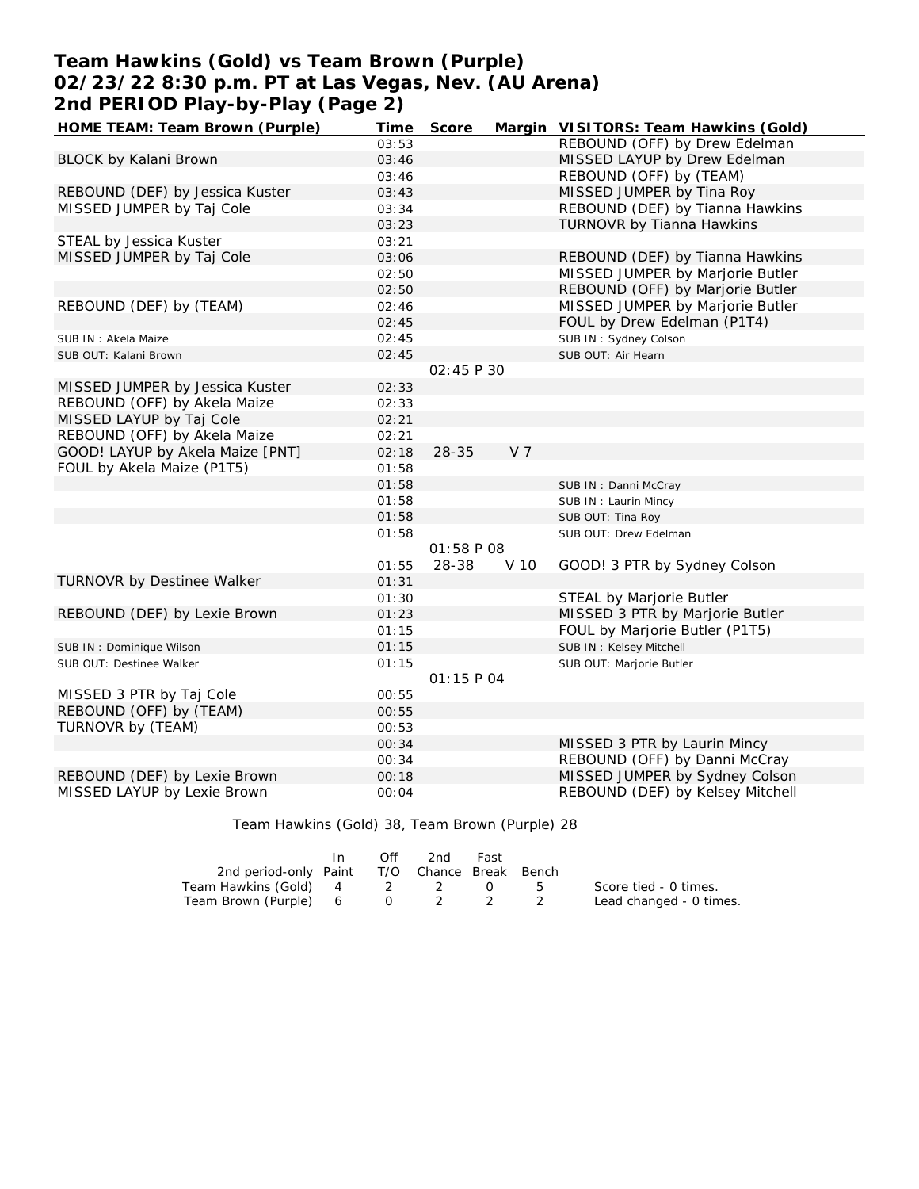# Team Hawkins (Gold) vs Team Brown (Purple)
## 02/23/22 8:30 p.m. PT at Las Vegas, Nev. (AU Arena)
## 2nd PERIOD Play-by-Play (Page 2)

| HOME TEAM: Team Brown (Purple) | Time | Score | Margin | VISITORS: Team Hawkins (Gold) |
|---|---|---|---|---|
| | 03:53 | | | REBOUND (OFF) by Drew Edelman |
| BLOCK by Kalani Brown | 03:46 | | | MISSED LAYUP by Drew Edelman |
| | 03:46 | | | REBOUND (OFF) by (TEAM) |
| REBOUND (DEF) by Jessica Kuster | 03:43 | | | MISSED JUMPER by Tina Roy |
| MISSED JUMPER by Taj Cole | 03:34 | | | REBOUND (DEF) by Tianna Hawkins |
| | 03:23 | | | TURNOVR by Tianna Hawkins |
| STEAL by Jessica Kuster | 03:21 | | | |
| MISSED JUMPER by Taj Cole | 03:06 | | | REBOUND (DEF) by Tianna Hawkins |
| | 02:50 | | | MISSED JUMPER by Marjorie Butler |
| | 02:50 | | | REBOUND (OFF) by Marjorie Butler |
| REBOUND (DEF) by (TEAM) | 02:46 | | | MISSED JUMPER by Marjorie Butler |
| | 02:45 | | | FOUL by Drew Edelman (P1T4) |
| SUB IN : Akela Maize | 02:45 | | | SUB IN : Sydney Colson |
| SUB OUT: Kalani Brown | 02:45 | | | SUB OUT: Air Hearn |
| | | 02:45 P 30 | | |
| MISSED JUMPER by Jessica Kuster | 02:33 | | | |
| REBOUND (OFF) by Akela Maize | 02:33 | | | |
| MISSED LAYUP by Taj Cole | 02:21 | | | |
| REBOUND (OFF) by Akela Maize | 02:21 | | | |
| GOOD! LAYUP by Akela Maize [PNT] | 02:18 | 28-35 | V 7 | |
| FOUL by Akela Maize (P1T5) | 01:58 | | | |
| | 01:58 | | | SUB IN : Danni McCray |
| | 01:58 | | | SUB IN : Laurin Mincy |
| | 01:58 | | | SUB OUT: Tina Roy |
| | 01:58 | | | SUB OUT: Drew Edelman |
| | | 01:58 P 08 | | |
| | 01:55 | 28-38 | V 10 | GOOD! 3 PTR by Sydney Colson |
| TURNOVR by Destinee Walker | 01:31 | | | |
| | 01:30 | | | STEAL by Marjorie Butler |
| REBOUND (DEF) by Lexie Brown | 01:23 | | | MISSED 3 PTR by Marjorie Butler |
| | 01:15 | | | FOUL by Marjorie Butler (P1T5) |
| SUB IN : Dominique Wilson | 01:15 | | | SUB IN : Kelsey Mitchell |
| SUB OUT: Destinee Walker | 01:15 | | | SUB OUT: Marjorie Butler |
| | | 01:15 P 04 | | |
| MISSED 3 PTR by Taj Cole | 00:55 | | | |
| REBOUND (OFF) by (TEAM) | 00:55 | | | |
| TURNOVR by (TEAM) | 00:53 | | | |
| | 00:34 | | | MISSED 3 PTR by Laurin Mincy |
| | 00:34 | | | REBOUND (OFF) by Danni McCray |
| REBOUND (DEF) by Lexie Brown | 00:18 | | | MISSED JUMPER by Sydney Colson |
| MISSED LAYUP by Lexie Brown | 00:04 | | | REBOUND (DEF) by Kelsey Mitchell |

Team Hawkins (Gold) 38, Team Brown (Purple) 28

| 2nd period-only | In Paint | Off T/O | 2nd Chance | Fast Break | Bench |
|---|---|---|---|---|---|
| Team Hawkins (Gold) | 4 | 2 | 2 | 0 | 5 |
| Team Brown (Purple) | 6 | 0 | 2 | 2 | 2 |

Score tied - 0 times.
Lead changed - 0 times.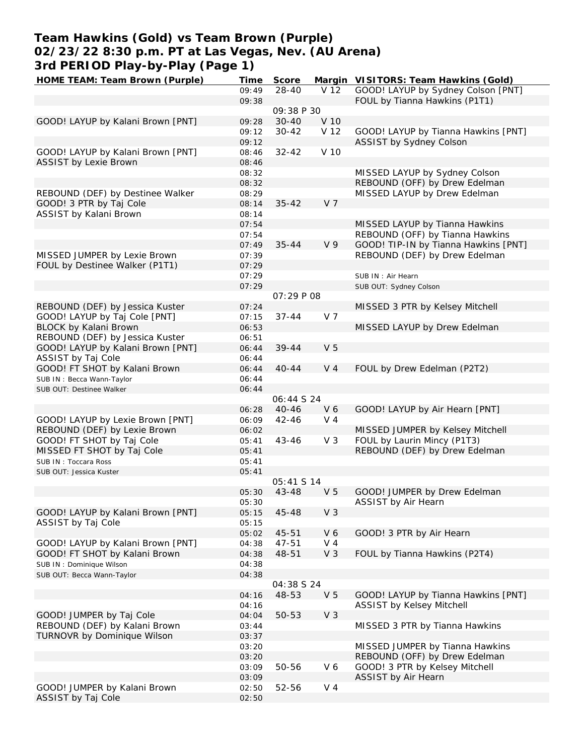# Team Hawkins (Gold) vs Team Brown (Purple)
## 02/23/22 8:30 p.m. PT at Las Vegas, Nev. (AU Arena)
## 3rd PERIOD Play-by-Play (Page 1)

| HOME TEAM: Team Brown (Purple) | Time | Score | Margin | VISITORS: Team Hawkins (Gold) |
|---|---|---|---|---|
| | 09:49 | 28-40 | V 12 | GOOD! LAYUP by Sydney Colson [PNT] |
| | 09:38 | | | FOUL by Tianna Hawkins (P1T1) |
| | | 09:38 P 30 | | |
| GOOD! LAYUP by Kalani Brown [PNT] | 09:28 | 30-40 | V 10 | |
| | 09:12 | 30-42 | V 12 | GOOD! LAYUP by Tianna Hawkins [PNT] |
| | 09:12 | | | ASSIST by Sydney Colson |
| GOOD! LAYUP by Kalani Brown [PNT] | 08:46 | 32-42 | V 10 | |
| ASSIST by Lexie Brown | 08:46 | | | |
| | 08:32 | | | MISSED LAYUP by Sydney Colson |
| | 08:32 | | | REBOUND (OFF) by Drew Edelman |
| REBOUND (DEF) by Destinee Walker | 08:29 | | | MISSED LAYUP by Drew Edelman |
| GOOD! 3 PTR by Taj Cole | 08:14 | 35-42 | V 7 | |
| ASSIST by Kalani Brown | 08:14 | | | |
| | 07:54 | | | MISSED LAYUP by Tianna Hawkins |
| | 07:54 | | | REBOUND (OFF) by Tianna Hawkins |
| | 07:49 | 35-44 | V 9 | GOOD! TIP-IN by Tianna Hawkins [PNT] |
| MISSED JUMPER by Lexie Brown | 07:39 | | | REBOUND (DEF) by Drew Edelman |
| FOUL by Destinee Walker (P1T1) | 07:29 | | | |
| | 07:29 | | | SUB IN : Air Hearn |
| | 07:29 | | | SUB OUT: Sydney Colson |
| | | 07:29 P 08 | | |
| REBOUND (DEF) by Jessica Kuster | 07:24 | | | MISSED 3 PTR by Kelsey Mitchell |
| GOOD! LAYUP by Taj Cole [PNT] | 07:15 | 37-44 | V 7 | |
| BLOCK by Kalani Brown | 06:53 | | | MISSED LAYUP by Drew Edelman |
| REBOUND (DEF) by Jessica Kuster | 06:51 | | | |
| GOOD! LAYUP by Kalani Brown [PNT] | 06:44 | 39-44 | V 5 | |
| ASSIST by Taj Cole | 06:44 | | | |
| GOOD! FT SHOT by Kalani Brown | 06:44 | 40-44 | V 4 | FOUL by Drew Edelman (P2T2) |
| SUB IN : Becca Wann-Taylor | 06:44 | | | |
| SUB OUT: Destinee Walker | 06:44 | | | |
| | | 06:44 S 24 | | |
| | 06:28 | 40-46 | V 6 | GOOD! LAYUP by Air Hearn [PNT] |
| GOOD! LAYUP by Lexie Brown [PNT] | 06:09 | 42-46 | V 4 | |
| REBOUND (DEF) by Lexie Brown | 06:02 | | | MISSED JUMPER by Kelsey Mitchell |
| GOOD! FT SHOT by Taj Cole | 05:41 | 43-46 | V 3 | FOUL by Laurin Mincy (P1T3) |
| MISSED FT SHOT by Taj Cole | 05:41 | | | REBOUND (DEF) by Drew Edelman |
| SUB IN : Toccara Ross | 05:41 | | | |
| SUB OUT: Jessica Kuster | 05:41 | | | |
| | | 05:41 S 14 | | |
| | 05:30 | 43-48 | V 5 | GOOD! JUMPER by Drew Edelman |
| | 05:30 | | | ASSIST by Air Hearn |
| GOOD! LAYUP by Kalani Brown [PNT] | 05:15 | 45-48 | V 3 | |
| ASSIST by Taj Cole | 05:15 | | | |
| | 05:02 | 45-51 | V 6 | GOOD! 3 PTR by Air Hearn |
| GOOD! LAYUP by Kalani Brown [PNT] | 04:38 | 47-51 | V 4 | |
| GOOD! FT SHOT by Kalani Brown | 04:38 | 48-51 | V 3 | FOUL by Tianna Hawkins (P2T4) |
| SUB IN : Dominique Wilson | 04:38 | | | |
| SUB OUT: Becca Wann-Taylor | 04:38 | | | |
| | | 04:38 S 24 | | |
| | 04:16 | 48-53 | V 5 | GOOD! LAYUP by Tianna Hawkins [PNT] |
| | 04:16 | | | ASSIST by Kelsey Mitchell |
| GOOD! JUMPER by Taj Cole | 04:04 | 50-53 | V 3 | |
| REBOUND (DEF) by Kalani Brown | 03:44 | | | MISSED 3 PTR by Tianna Hawkins |
| TURNOVR by Dominique Wilson | 03:37 | | | |
| | 03:20 | | | MISSED JUMPER by Tianna Hawkins |
| | 03:20 | | | REBOUND (OFF) by Drew Edelman |
| | 03:09 | 50-56 | V 6 | GOOD! 3 PTR by Kelsey Mitchell |
| | 03:09 | | | ASSIST by Air Hearn |
| GOOD! JUMPER by Kalani Brown | 02:50 | 52-56 | V 4 | |
| ASSIST by Taj Cole | 02:50 | | | |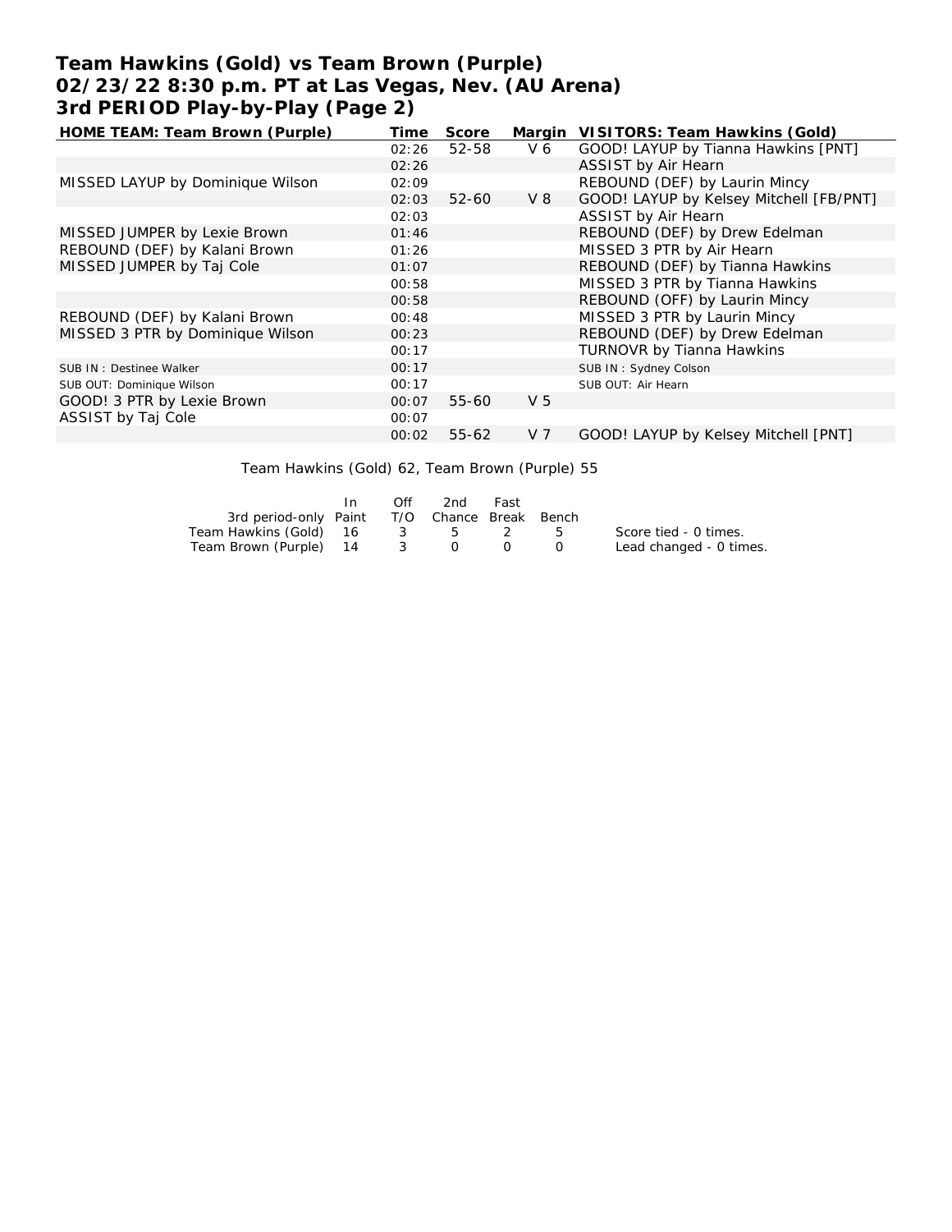# Team Hawkins (Gold) vs Team Brown (Purple)
## 02/23/22 8:30 p.m. PT at Las Vegas, Nev. (AU Arena)
## 3rd PERIOD Play-by-Play (Page 2)

| HOME TEAM: Team Brown (Purple) | Time | Score | Margin | VISITORS: Team Hawkins (Gold) |
|---|---|---|---|---|
| | 02:26 | 52-58 | V 6 | GOOD! LAYUP by Tianna Hawkins [PNT] |
| | 02:26 | | | ASSIST by Air Hearn |
| MISSED LAYUP by Dominique Wilson | 02:09 | | | REBOUND (DEF) by Laurin Mincy |
| | 02:03 | 52-60 | V 8 | GOOD! LAYUP by Kelsey Mitchell [FB/PNT] |
| | 02:03 | | | ASSIST by Air Hearn |
| MISSED JUMPER by Lexie Brown | 01:46 | | | REBOUND (DEF) by Drew Edelman |
| REBOUND (DEF) by Kalani Brown | 01:26 | | | MISSED 3 PTR by Air Hearn |
| MISSED JUMPER by Taj Cole | 01:07 | | | REBOUND (DEF) by Tianna Hawkins |
| | 00:58 | | | MISSED 3 PTR by Tianna Hawkins |
| | 00:58 | | | REBOUND (OFF) by Laurin Mincy |
| REBOUND (DEF) by Kalani Brown | 00:48 | | | MISSED 3 PTR by Laurin Mincy |
| MISSED 3 PTR by Dominique Wilson | 00:23 | | | REBOUND (DEF) by Drew Edelman |
| | 00:17 | | | TURNOVR by Tianna Hawkins |
| SUB IN : Destinee Walker | 00:17 | | | SUB IN : Sydney Colson |
| SUB OUT: Dominique Wilson | 00:17 | | | SUB OUT: Air Hearn |
| GOOD! 3 PTR by Lexie Brown | 00:07 | 55-60 | V 5 | |
| ASSIST by Taj Cole | 00:07 | | | |
| | 00:02 | 55-62 | V 7 | GOOD! LAYUP by Kelsey Mitchell [PNT] |

Team Hawkins (Gold) 62, Team Brown (Purple) 55

| 3rd period-only | In Paint | Off T/O | 2nd Chance | Fast Break | Bench |
|---|---|---|---|---|---|
| Team Hawkins (Gold) | 16 | 3 | 5 | 2 | 5 |
| Team Brown (Purple) | 14 | 3 | 0 | 0 | 0 |

Score tied - 0 times.
Lead changed - 0 times.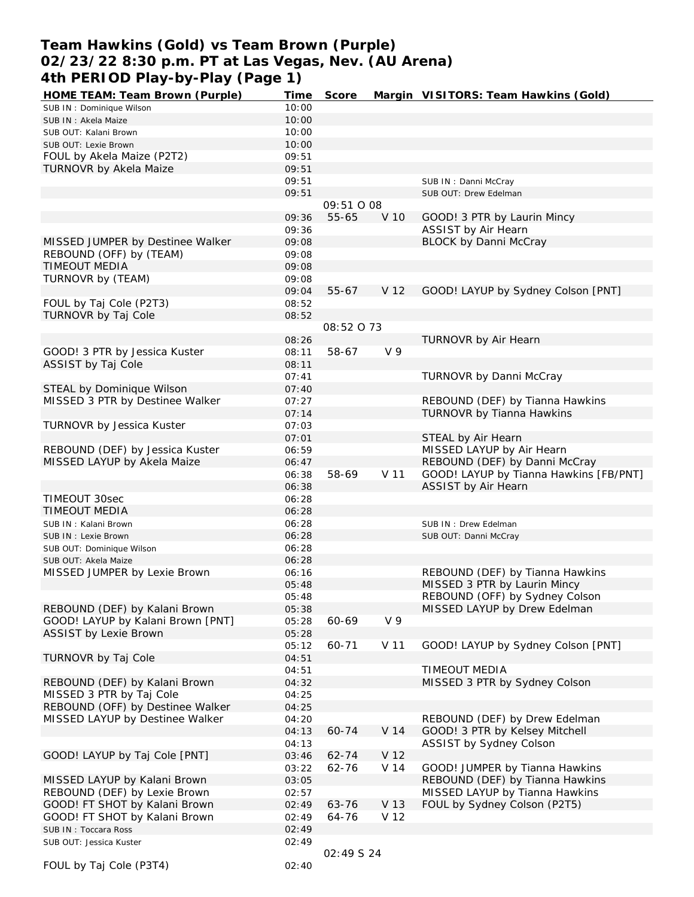# Team Hawkins (Gold) vs Team Brown (Purple)
## 02/23/22 8:30 p.m. PT at Las Vegas, Nev. (AU Arena)
## 4th PERIOD Play-by-Play (Page 1)

| HOME TEAM: Team Brown (Purple) | Time | Score | Margin | VISITORS: Team Hawkins (Gold) |
|---|---|---|---|---|
| SUB IN : Dominique Wilson | 10:00 | | | |
| SUB IN : Akela Maize | 10:00 | | | |
| SUB OUT: Kalani Brown | 10:00 | | | |
| SUB OUT: Lexie Brown | 10:00 | | | |
| FOUL by Akela Maize (P2T2) | 09:51 | | | |
| TURNOVR by Akela Maize | 09:51 | | | |
| | 09:51 | | | SUB IN : Danni McCray |
| | 09:51 | | | SUB OUT: Drew Edelman |
| | | 09:51 O 08 | | |
| | 09:36 | 55-65 | V 10 | GOOD! 3 PTR by Laurin Mincy |
| | 09:36 | | | ASSIST by Air Hearn |
| MISSED JUMPER by Destinee Walker | 09:08 | | | BLOCK by Danni McCray |
| REBOUND (OFF) by (TEAM) | 09:08 | | | |
| TIMEOUT MEDIA | 09:08 | | | |
| TURNOVR by (TEAM) | 09:08 | | | |
| | 09:04 | 55-67 | V 12 | GOOD! LAYUP by Sydney Colson [PNT] |
| FOUL by Taj Cole (P2T3) | 08:52 | | | |
| TURNOVR by Taj Cole | 08:52 | | | |
| | | 08:52 O 73 | | |
| | 08:26 | | | TURNOVR by Air Hearn |
| GOOD! 3 PTR by Jessica Kuster | 08:11 | 58-67 | V 9 | |
| ASSIST by Taj Cole | 08:11 | | | |
| | 07:41 | | | TURNOVR by Danni McCray |
| STEAL by Dominique Wilson | 07:40 | | | |
| MISSED 3 PTR by Destinee Walker | 07:27 | | | REBOUND (DEF) by Tianna Hawkins |
| | 07:14 | | | TURNOVR by Tianna Hawkins |
| TURNOVR by Jessica Kuster | 07:03 | | | |
| | 07:01 | | | STEAL by Air Hearn |
| REBOUND (DEF) by Jessica Kuster | 06:59 | | | MISSED LAYUP by Air Hearn |
| MISSED LAYUP by Akela Maize | 06:47 | | | REBOUND (DEF) by Danni McCray |
| | 06:38 | 58-69 | V 11 | GOOD! LAYUP by Tianna Hawkins [FB/PNT] |
| | 06:38 | | | ASSIST by Air Hearn |
| TIMEOUT 30sec | 06:28 | | | |
| TIMEOUT MEDIA | 06:28 | | | |
| SUB IN : Kalani Brown | 06:28 | | | SUB IN : Drew Edelman |
| SUB IN : Lexie Brown | 06:28 | | | SUB OUT: Danni McCray |
| SUB OUT: Dominique Wilson | 06:28 | | | |
| SUB OUT: Akela Maize | 06:28 | | | |
| MISSED JUMPER by Lexie Brown | 06:16 | | | REBOUND (DEF) by Tianna Hawkins |
| | 05:48 | | | MISSED 3 PTR by Laurin Mincy |
| | 05:48 | | | REBOUND (OFF) by Sydney Colson |
| REBOUND (DEF) by Kalani Brown | 05:38 | | | MISSED LAYUP by Drew Edelman |
| GOOD! LAYUP by Kalani Brown [PNT] | 05:28 | 60-69 | V 9 | |
| ASSIST by Lexie Brown | 05:28 | | | |
| | 05:12 | 60-71 | V 11 | GOOD! LAYUP by Sydney Colson [PNT] |
| TURNOVR by Taj Cole | 04:51 | | | |
| | 04:51 | | | TIMEOUT MEDIA |
| REBOUND (DEF) by Kalani Brown | 04:32 | | | MISSED 3 PTR by Sydney Colson |
| MISSED 3 PTR by Taj Cole | 04:25 | | | |
| REBOUND (OFF) by Destinee Walker | 04:25 | | | |
| MISSED LAYUP by Destinee Walker | 04:20 | | | REBOUND (DEF) by Drew Edelman |
| | 04:13 | 60-74 | V 14 | GOOD! 3 PTR by Kelsey Mitchell |
| | 04:13 | | | ASSIST by Sydney Colson |
| GOOD! LAYUP by Taj Cole [PNT] | 03:46 | 62-74 | V 12 | |
| | 03:22 | 62-76 | V 14 | GOOD! JUMPER by Tianna Hawkins |
| MISSED LAYUP by Kalani Brown | 03:05 | | | REBOUND (DEF) by Tianna Hawkins |
| REBOUND (DEF) by Lexie Brown | 02:57 | | | MISSED LAYUP by Tianna Hawkins |
| GOOD! FT SHOT by Kalani Brown | 02:49 | 63-76 | V 13 | FOUL by Sydney Colson (P2T5) |
| GOOD! FT SHOT by Kalani Brown | 02:49 | 64-76 | V 12 | |
| SUB IN : Toccara Ross | 02:49 | | | |
| SUB OUT: Jessica Kuster | 02:49 | | | |
| | | 02:49 S 24 | | |
| FOUL by Taj Cole (P3T4) | 02:40 | | | |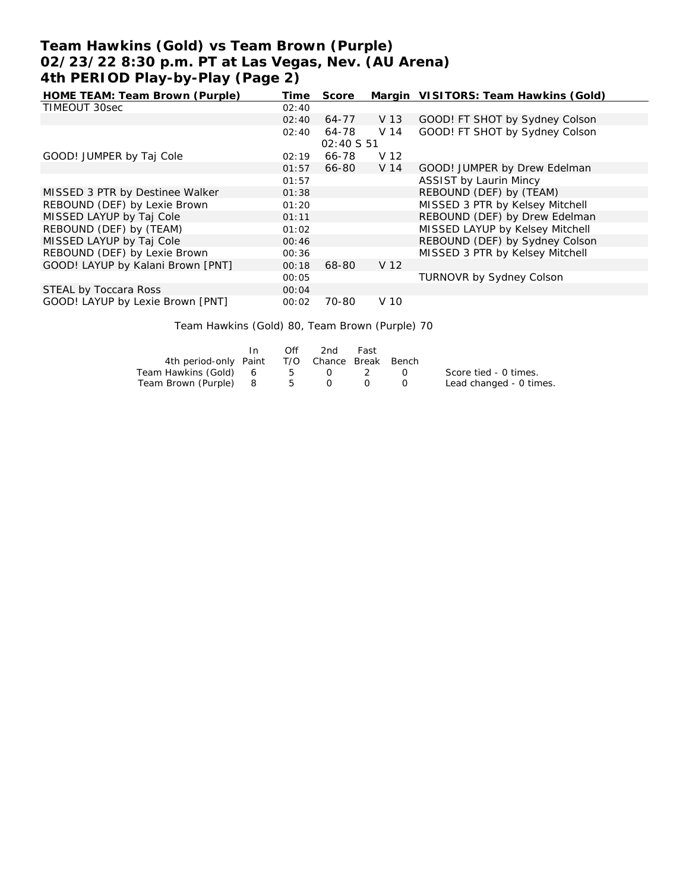# Team Hawkins (Gold) vs Team Brown (Purple)
## 02/23/22 8:30 p.m. PT at Las Vegas, Nev. (AU Arena)
## 4th PERIOD Play-by-Play (Page 2)

| HOME TEAM: Team Brown (Purple) | Time | Score | Margin | VISITORS: Team Hawkins (Gold) |
|---|---|---|---|---|
| TIMEOUT 30sec | 02:40 | | | |
| | 02:40 | 64-77 | V 13 | GOOD! FT SHOT by Sydney Colson |
| | 02:40 | 64-78 | V 14 | GOOD! FT SHOT by Sydney Colson |
| | | 02:40 S 51 | | |
| GOOD! JUMPER by Taj Cole | 02:19 | 66-78 | V 12 | |
| | 01:57 | 66-80 | V 14 | GOOD! JUMPER by Drew Edelman |
| | 01:57 | | | ASSIST by Laurin Mincy |
| MISSED 3 PTR by Destinee Walker | 01:38 | | | REBOUND (DEF) by (TEAM) |
| REBOUND (DEF) by Lexie Brown | 01:20 | | | MISSED 3 PTR by Kelsey Mitchell |
| MISSED LAYUP by Taj Cole | 01:11 | | | REBOUND (DEF) by Drew Edelman |
| REBOUND (DEF) by (TEAM) | 01:02 | | | MISSED LAYUP by Kelsey Mitchell |
| MISSED LAYUP by Taj Cole | 00:46 | | | REBOUND (DEF) by Sydney Colson |
| REBOUND (DEF) by Lexie Brown | 00:36 | | | MISSED 3 PTR by Kelsey Mitchell |
| GOOD! LAYUP by Kalani Brown [PNT] | 00:18 | 68-80 | V 12 | |
| | 00:05 | | | TURNOVR by Sydney Colson |
| STEAL by Toccara Ross | 00:04 | | | |
| GOOD! LAYUP by Lexie Brown [PNT] | 00:02 | 70-80 | V 10 | |

Team Hawkins (Gold) 80, Team Brown (Purple) 70

| 4th period-only | In Paint | Off T/O | 2nd Chance | Fast Break | Bench |
|---|---|---|---|---|---|
| Team Hawkins (Gold) | 6 | 5 | 0 | 2 | 0 |
| Team Brown (Purple) | 8 | 5 | 0 | 0 | 0 |

Score tied - 0 times.
Lead changed - 0 times.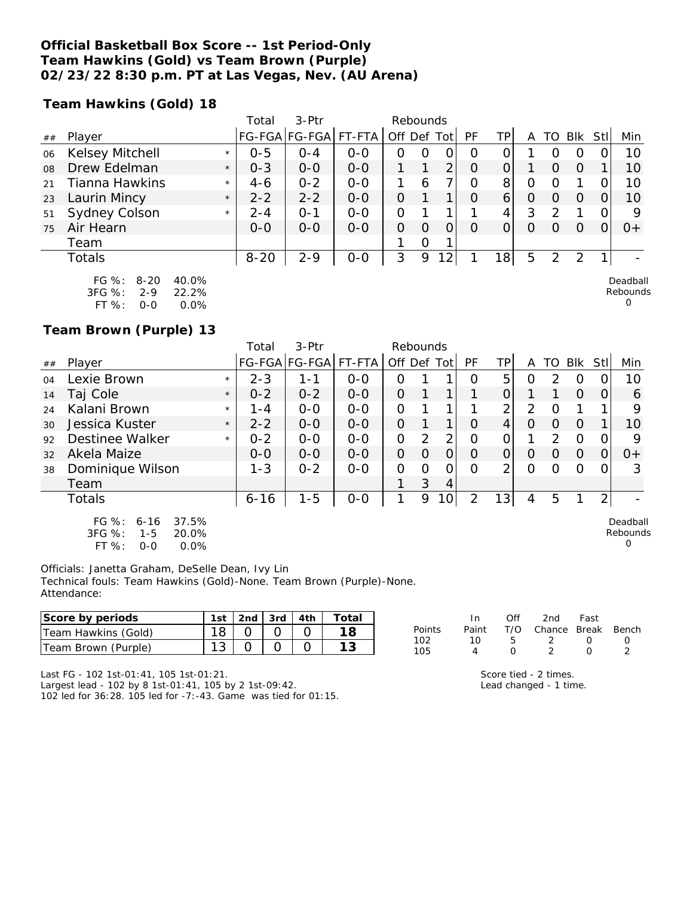**Official Basketball Box Score -- 1st Period-Only**
**Team Hawkins (Gold) vs Team Brown (Purple)**
**02/23/22 8:30 p.m. PT at Las Vegas, Nev. (AU Arena)**

**Team Hawkins (Gold) 18**

| ## | Player | | Total FG-FGA | 3-Ptr FG-FGA | FT-FTA | Rebounds Off | Def | Tot | PF | TP | A | TO | Blk | Stl | Min |
|---|---|---|---|---|---|---|---|---|---|---|---|---|---|---|---|
| 06 | Kelsey Mitchell | * | 0-5 | 0-4 | 0-0 | 0 | 0 | 0 | 0 | 0 | 1 | 0 | 0 | 0 | 10 |
| 08 | Drew Edelman | * | 0-3 | 0-0 | 0-0 | 1 | 1 | 2 | 0 | 0 | 1 | 0 | 0 | 1 | 10 |
| 21 | Tianna Hawkins | * | 4-6 | 0-2 | 0-0 | 1 | 6 | 7 | 0 | 8 | 0 | 0 | 1 | 0 | 10 |
| 23 | Laurin Mincy | * | 2-2 | 2-2 | 0-0 | 0 | 1 | 1 | 0 | 6 | 0 | 0 | 0 | 0 | 10 |
| 51 | Sydney Colson | * | 2-4 | 0-1 | 0-0 | 0 | 1 | 1 | 1 | 4 | 3 | 2 | 1 | 0 | 9 |
| 75 | Air Hearn | | 0-0 | 0-0 | 0-0 | 0 | 0 | 0 | 0 | 0 | 0 | 0 | 0 | 0 | 0+ |
| | Team | | | | | 1 | 0 | 1 | | | | | | | |
| | Totals | | 8-20 | 2-9 | 0-0 | 3 | 9 | 12 | 1 | 18 | 5 | 2 | 2 | 1 | - |

FG %: 8-20 40.0%
3FG %: 2-9 22.2%
FT %: 0-0 0.0%

Deadball Rebounds 0

**Team Brown (Purple) 13**

| ## | Player | | Total FG-FGA | 3-Ptr FG-FGA | FT-FTA | Rebounds Off | Def | Tot | PF | TP | A | TO | Blk | Stl | Min |
|---|---|---|---|---|---|---|---|---|---|---|---|---|---|---|---|
| 04 | Lexie Brown | * | 2-3 | 1-1 | 0-0 | 0 | 1 | 1 | 0 | 5 | 0 | 2 | 0 | 0 | 10 |
| 14 | Taj Cole | * | 0-2 | 0-2 | 0-0 | 0 | 1 | 1 | 1 | 0 | 1 | 1 | 0 | 0 | 6 |
| 24 | Kalani Brown | * | 1-4 | 0-0 | 0-0 | 0 | 1 | 1 | 1 | 2 | 2 | 0 | 1 | 1 | 9 |
| 30 | Jessica Kuster | * | 2-2 | 0-0 | 0-0 | 0 | 1 | 1 | 0 | 4 | 0 | 0 | 0 | 1 | 10 |
| 92 | Destinee Walker | * | 0-2 | 0-0 | 0-0 | 0 | 2 | 2 | 0 | 0 | 1 | 2 | 0 | 0 | 9 |
| 32 | Akela Maize | | 0-0 | 0-0 | 0-0 | 0 | 0 | 0 | 0 | 0 | 0 | 0 | 0 | 0 | 0+ |
| 38 | Dominique Wilson | | 1-3 | 0-2 | 0-0 | 0 | 0 | 0 | 0 | 2 | 0 | 0 | 0 | 0 | 3 |
| | Team | | | | | 1 | 3 | 4 | | | | | | | |
| | Totals | | 6-16 | 1-5 | 0-0 | 1 | 9 | 10 | 2 | 13 | 4 | 5 | 1 | 2 | - |

FG %: 6-16 37.5%
3FG %: 1-5 20.0%
FT %: 0-0 0.0%

Deadball Rebounds 0

Officials: Janetta Graham, DeSelle Dean, Ivy Lin
Technical fouls: Team Hawkins (Gold)-None. Team Brown (Purple)-None.
Attendance:

| Score by periods | 1st | 2nd | 3rd | 4th | Total |
|---|---|---|---|---|---|
| Team Hawkins (Gold) | 18 | 0 | 0 | 0 | 18 |
| Team Brown (Purple) | 13 | 0 | 0 | 0 | 13 |

| Points | In Paint | Off T/O | 2nd Chance | Fast Break | Bench |
|---|---|---|---|---|---|
| 102 | 10 | 5 | 2 | 0 | 0 |
| 105 | 4 | 0 | 2 | 0 | 2 |

Last FG - 102 1st-01:41, 105 1st-01:21.
Largest lead - 102 by 8 1st-01:41, 105 by 2 1st-09:42.
102 led for 36:28. 105 led for -7:-43. Game was tied for 01:15.

Score tied - 2 times.
Lead changed - 1 time.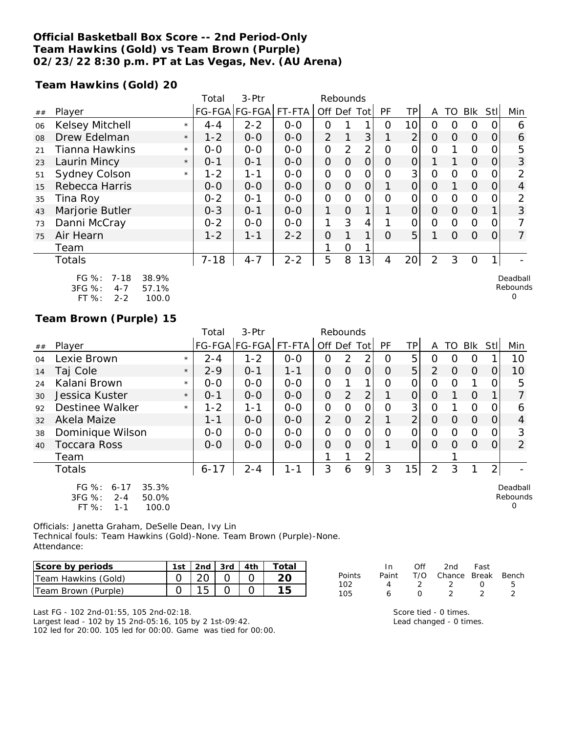**Official Basketball Box Score -- 2nd Period-Only**
**Team Hawkins (Gold) vs Team Brown (Purple)**
**02/23/22 8:30 p.m. PT at Las Vegas, Nev. (AU Arena)**

**Team Hawkins (Gold) 20**

| ## | Player | | Total FG-FGA | 3-Ptr FG-FGA | FT-FTA | Rebounds Off | Def | Tot | PF | TP | A | TO | Blk | Stl | Min |
|---|---|---|---|---|---|---|---|---|---|---|---|---|---|---|---|
| 06 | Kelsey Mitchell | * | 4-4 | 2-2 | 0-0 | 0 | 1 | 1 | 0 | 10 | 0 | 0 | 0 | 0 | 6 |
| 08 | Drew Edelman | * | 1-2 | 0-0 | 0-0 | 2 | 1 | 3 | 1 | 2 | 0 | 0 | 0 | 0 | 6 |
| 21 | Tianna Hawkins | * | 0-0 | 0-0 | 0-0 | 0 | 2 | 2 | 0 | 0 | 0 | 1 | 0 | 0 | 5 |
| 23 | Laurin Mincy | * | 0-1 | 0-1 | 0-0 | 0 | 0 | 0 | 0 | 0 | 1 | 1 | 0 | 0 | 3 |
| 51 | Sydney Colson | * | 1-2 | 1-1 | 0-0 | 0 | 0 | 0 | 0 | 3 | 0 | 0 | 0 | 0 | 2 |
| 15 | Rebecca Harris | | 0-0 | 0-0 | 0-0 | 0 | 0 | 0 | 1 | 0 | 0 | 1 | 0 | 0 | 4 |
| 35 | Tina Roy | | 0-2 | 0-1 | 0-0 | 0 | 0 | 0 | 0 | 0 | 0 | 0 | 0 | 0 | 2 |
| 43 | Marjorie Butler | | 0-3 | 0-1 | 0-0 | 1 | 0 | 1 | 1 | 0 | 0 | 0 | 0 | 1 | 3 |
| 73 | Danni McCray | | 0-2 | 0-0 | 0-0 | 1 | 3 | 4 | 1 | 0 | 0 | 0 | 0 | 0 | 7 |
| 75 | Air Hearn | | 1-2 | 1-1 | 2-2 | 0 | 1 | 1 | 0 | 5 | 1 | 0 | 0 | 0 | 7 |
| | Team | | | | | 1 | 0 | 1 | | | | | | | |
| | Totals | | 7-18 | 4-7 | 2-2 | 5 | 8 | 13 | 4 | 20 | 2 | 3 | 0 | 1 | - |

FG %: 7-18 38.9%
3FG %: 4-7 57.1%
FT %: 2-2 100.0

Deadball Rebounds 0

**Team Brown (Purple) 15**

| ## | Player | | Total FG-FGA | 3-Ptr FG-FGA | FT-FTA | Rebounds Off | Def | Tot | PF | TP | A | TO | Blk | Stl | Min |
|---|---|---|---|---|---|---|---|---|---|---|---|---|---|---|---|
| 04 | Lexie Brown | * | 2-4 | 1-2 | 0-0 | 0 | 2 | 2 | 0 | 5 | 0 | 0 | 0 | 1 | 10 |
| 14 | Taj Cole | * | 2-9 | 0-1 | 1-1 | 0 | 0 | 0 | 0 | 5 | 2 | 0 | 0 | 0 | 10 |
| 24 | Kalani Brown | * | 0-0 | 0-0 | 0-0 | 0 | 1 | 1 | 0 | 0 | 0 | 0 | 1 | 0 | 5 |
| 30 | Jessica Kuster | * | 0-1 | 0-0 | 0-0 | 0 | 2 | 2 | 1 | 0 | 0 | 1 | 0 | 1 | 7 |
| 92 | Destinee Walker | * | 1-2 | 1-1 | 0-0 | 0 | 0 | 0 | 0 | 3 | 0 | 1 | 0 | 0 | 6 |
| 32 | Akela Maize | | 1-1 | 0-0 | 0-0 | 2 | 0 | 2 | 1 | 2 | 0 | 0 | 0 | 0 | 4 |
| 38 | Dominique Wilson | | 0-0 | 0-0 | 0-0 | 0 | 0 | 0 | 0 | 0 | 0 | 0 | 0 | 0 | 3 |
| 40 | Toccara Ross | | 0-0 | 0-0 | 0-0 | 0 | 0 | 0 | 1 | 0 | 0 | 0 | 0 | 0 | 2 |
| | Team | | | | | 1 | 1 | 2 | | | | 1 | | | |
| | Totals | | 6-17 | 2-4 | 1-1 | 3 | 6 | 9 | 3 | 15 | 2 | 3 | 1 | 2 | - |

FG %: 6-17 35.3%
3FG %: 2-4 50.0%
FT %: 1-1 100.0

Deadball Rebounds 0

Officials: Janetta Graham, DeSelle Dean, Ivy Lin
Technical fouls: Team Hawkins (Gold)-None. Team Brown (Purple)-None.
Attendance:

| Score by periods | 1st | 2nd | 3rd | 4th | Total |
|---|---|---|---|---|---|
| Team Hawkins (Gold) | 0 | 20 | 0 | 0 | 20 |
| Team Brown (Purple) | 0 | 15 | 0 | 0 | 15 |

| Points | In Paint | Off T/O | 2nd Chance | Fast Break | Bench |
|---|---|---|---|---|---|
| 102 | 4 | 2 | 2 | 0 | 5 |
| 105 | 6 | 0 | 2 | 2 | 2 |

Last FG - 102 2nd-01:55, 105 2nd-02:18.
Largest lead - 102 by 15 2nd-05:16, 105 by 2 1st-09:42.
102 led for 20:00. 105 led for 00:00. Game was tied for 00:00.

Score tied - 0 times.
Lead changed - 0 times.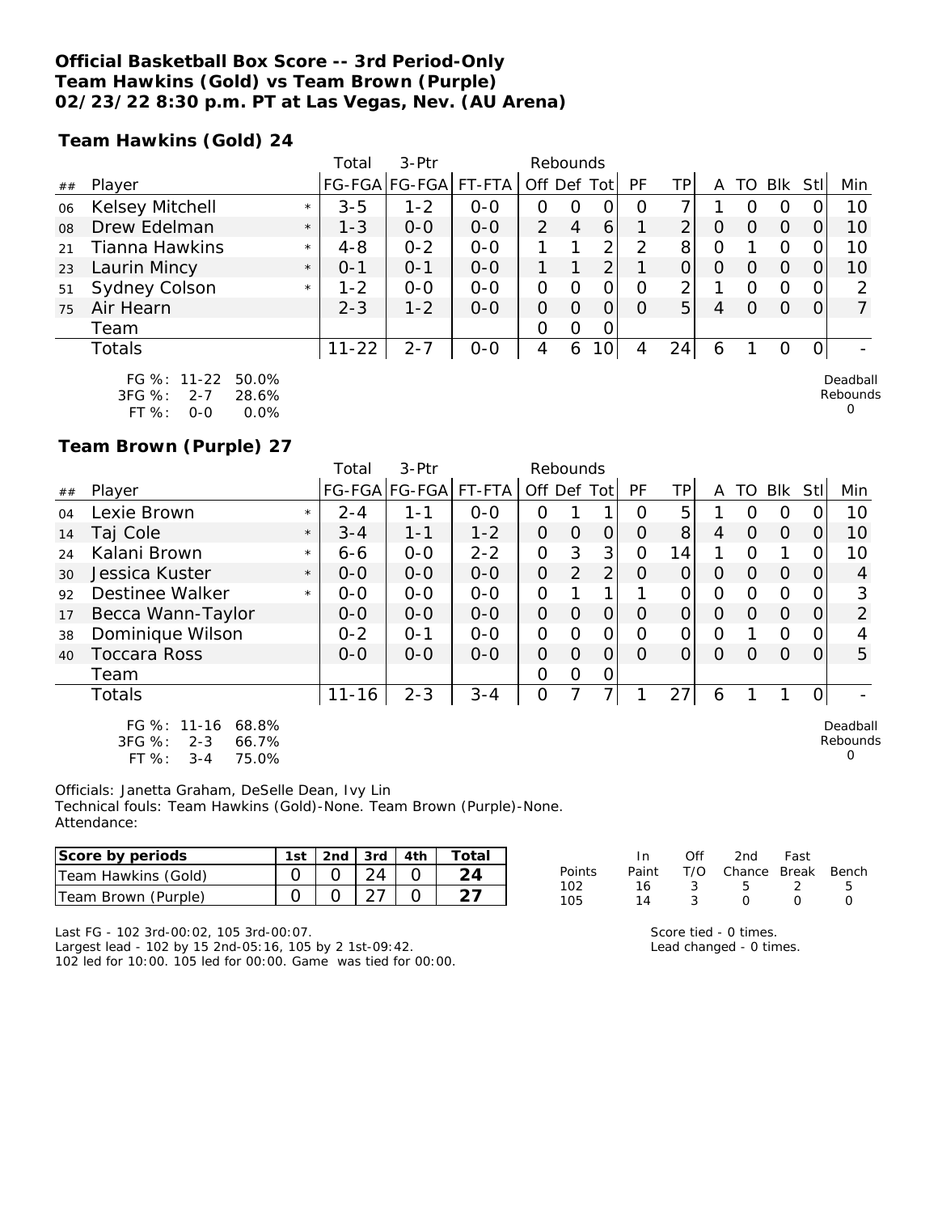**Official Basketball Box Score -- 3rd Period-Only**
**Team Hawkins (Gold) vs Team Brown (Purple)**
**02/23/22 8:30 p.m. PT at Las Vegas, Nev. (AU Arena)**

**Team Hawkins (Gold) 24**

| ## | Player | | Total FG-FGA | 3-Ptr FG-FGA | FT-FTA | Rebounds Off | Def | Tot | PF | TP | A | TO | Blk | Stl | Min |
|---|---|---|---|---|---|---|---|---|---|---|---|---|---|---|---|
| 06 | Kelsey Mitchell | * | 3-5 | 1-2 | 0-0 | 0 | 0 | 0 | 0 | 7 | 1 | 0 | 0 | 0 | 10 |
| 08 | Drew Edelman | * | 1-3 | 0-0 | 0-0 | 2 | 4 | 6 | 1 | 2 | 0 | 0 | 0 | 0 | 10 |
| 21 | Tianna Hawkins | * | 4-8 | 0-2 | 0-0 | 1 | 1 | 2 | 2 | 8 | 0 | 1 | 0 | 0 | 10 |
| 23 | Laurin Mincy | * | 0-1 | 0-1 | 0-0 | 1 | 1 | 2 | 1 | 0 | 0 | 0 | 0 | 0 | 10 |
| 51 | Sydney Colson | * | 1-2 | 0-0 | 0-0 | 0 | 0 | 0 | 0 | 2 | 1 | 0 | 0 | 0 | 2 |
| 75 | Air Hearn | | 2-3 | 1-2 | 0-0 | 0 | 0 | 0 | 0 | 5 | 4 | 0 | 0 | 0 | 7 |
| | Team | | | | | 0 | 0 | 0 | | | | | | | |
| | Totals | | 11-22 | 2-7 | 0-0 | 4 | 6 | 10 | 4 | 24 | 6 | 1 | 0 | 0 | - |

FG %: 11-22 50.0%
3FG %: 2-7 28.6%
FT %: 0-0 0.0%

Deadball Rebounds 0

**Team Brown (Purple) 27**

| ## | Player | | Total FG-FGA | 3-Ptr FG-FGA | FT-FTA | Rebounds Off | Def | Tot | PF | TP | A | TO | Blk | Stl | Min |
|---|---|---|---|---|---|---|---|---|---|---|---|---|---|---|---|
| 04 | Lexie Brown | * | 2-4 | 1-1 | 0-0 | 0 | 1 | 1 | 0 | 5 | 1 | 0 | 0 | 0 | 10 |
| 14 | Taj Cole | * | 3-4 | 1-1 | 1-2 | 0 | 0 | 0 | 0 | 8 | 4 | 0 | 0 | 0 | 10 |
| 24 | Kalani Brown | * | 6-6 | 0-0 | 2-2 | 0 | 3 | 3 | 0 | 14 | 1 | 0 | 1 | 0 | 10 |
| 30 | Jessica Kuster | * | 0-0 | 0-0 | 0-0 | 0 | 2 | 2 | 0 | 0 | 0 | 0 | 0 | 0 | 4 |
| 92 | Destinee Walker | * | 0-0 | 0-0 | 0-0 | 0 | 1 | 1 | 1 | 0 | 0 | 0 | 0 | 0 | 3 |
| 17 | Becca Wann-Taylor | | 0-0 | 0-0 | 0-0 | 0 | 0 | 0 | 0 | 0 | 0 | 0 | 0 | 0 | 2 |
| 38 | Dominique Wilson | | 0-2 | 0-1 | 0-0 | 0 | 0 | 0 | 0 | 0 | 0 | 1 | 0 | 0 | 4 |
| 40 | Toccara Ross | | 0-0 | 0-0 | 0-0 | 0 | 0 | 0 | 0 | 0 | 0 | 0 | 0 | 0 | 5 |
| | Team | | | | | 0 | 0 | 0 | | | | | | | |
| | Totals | | 11-16 | 2-3 | 3-4 | 0 | 7 | 7 | 1 | 27 | 6 | 1 | 1 | 0 | - |

FG %: 11-16 68.8%
3FG %: 2-3 66.7%
FT %: 3-4 75.0%

Deadball Rebounds 0

Officials: Janetta Graham, DeSelle Dean, Ivy Lin
Technical fouls: Team Hawkins (Gold)-None. Team Brown (Purple)-None.
Attendance:

| Score by periods | 1st | 2nd | 3rd | 4th | Total |
|---|---|---|---|---|---|
| Team Hawkins (Gold) | 0 | 0 | 24 | 0 | 24 |
| Team Brown (Purple) | 0 | 0 | 27 | 0 | 27 |

| Points | In Paint | Off T/O | 2nd Chance | Fast Break | Bench |
|---|---|---|---|---|---|
| 102 | 16 | 3 | 5 | 2 | 5 |
| 105 | 14 | 3 | 0 | 0 | 0 |

Last FG - 102 3rd-00:02, 105 3rd-00:07.
Largest lead - 102 by 15 2nd-05:16, 105 by 2 1st-09:42.
102 led for 10:00. 105 led for 00:00. Game was tied for 00:00.

Score tied - 0 times.
Lead changed - 0 times.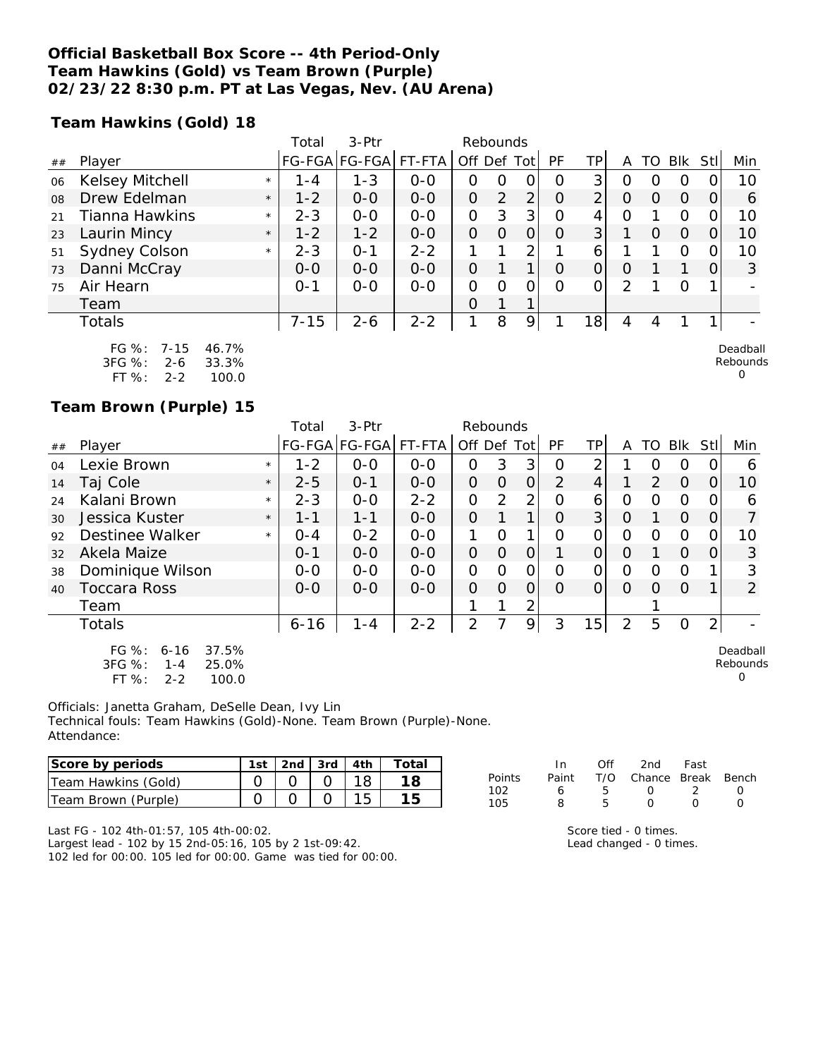**Official Basketball Box Score -- 4th Period-Only**
**Team Hawkins (Gold) vs Team Brown (Purple)**
**02/23/22 8:30 p.m. PT at Las Vegas, Nev. (AU Arena)**

**Team Hawkins (Gold) 18**

| ## | Player | | Total FG-FGA | 3-Ptr FG-FGA | FT-FTA | Rebounds Off | Def | Tot | PF | TP | A | TO | Blk | Stl | Min |
|---|---|---|---|---|---|---|---|---|---|---|---|---|---|---|---|
| 06 | Kelsey Mitchell | * | 1-4 | 1-3 | 0-0 | 0 | 0 | 0 | 0 | 3 | 0 | 0 | 0 | 0 | 10 |
| 08 | Drew Edelman | * | 1-2 | 0-0 | 0-0 | 0 | 2 | 2 | 0 | 2 | 0 | 0 | 0 | 0 | 6 |
| 21 | Tianna Hawkins | * | 2-3 | 0-0 | 0-0 | 0 | 3 | 3 | 0 | 4 | 0 | 1 | 0 | 0 | 10 |
| 23 | Laurin Mincy | * | 1-2 | 1-2 | 0-0 | 0 | 0 | 0 | 0 | 3 | 1 | 0 | 0 | 0 | 10 |
| 51 | Sydney Colson | * | 2-3 | 0-1 | 2-2 | 1 | 1 | 2 | 1 | 6 | 1 | 1 | 0 | 0 | 10 |
| 73 | Danni McCray | | 0-0 | 0-0 | 0-0 | 0 | 1 | 1 | 0 | 0 | 0 | 1 | 1 | 0 | 3 |
| 75 | Air Hearn | | 0-1 | 0-0 | 0-0 | 0 | 0 | 0 | 0 | 0 | 2 | 1 | 0 | 1 | - |
| | Team | | | | | 0 | 1 | 1 | | | | | | | |
| | Totals | | 7-15 | 2-6 | 2-2 | 1 | 8 | 9 | 1 | 18 | 4 | 4 | 1 | 1 | - |

FG %: 7-15 46.7%
3FG %: 2-6 33.3%
FT %: 2-2 100.0

Deadball Rebounds 0

**Team Brown (Purple) 15**

| ## | Player | | Total FG-FGA | 3-Ptr FG-FGA | FT-FTA | Rebounds Off | Def | Tot | PF | TP | A | TO | Blk | Stl | Min |
|---|---|---|---|---|---|---|---|---|---|---|---|---|---|---|---|
| 04 | Lexie Brown | * | 1-2 | 0-0 | 0-0 | 0 | 3 | 3 | 0 | 2 | 1 | 0 | 0 | 0 | 6 |
| 14 | Taj Cole | * | 2-5 | 0-1 | 0-0 | 0 | 0 | 0 | 2 | 4 | 1 | 2 | 0 | 0 | 10 |
| 24 | Kalani Brown | * | 2-3 | 0-0 | 2-2 | 0 | 2 | 2 | 0 | 6 | 0 | 0 | 0 | 0 | 6 |
| 30 | Jessica Kuster | * | 1-1 | 1-1 | 0-0 | 0 | 1 | 1 | 0 | 3 | 0 | 1 | 0 | 0 | 7 |
| 92 | Destinee Walker | * | 0-4 | 0-2 | 0-0 | 1 | 0 | 1 | 0 | 0 | 0 | 0 | 0 | 0 | 10 |
| 32 | Akela Maize | | 0-1 | 0-0 | 0-0 | 0 | 0 | 0 | 1 | 0 | 0 | 1 | 0 | 0 | 3 |
| 38 | Dominique Wilson | | 0-0 | 0-0 | 0-0 | 0 | 0 | 0 | 0 | 0 | 0 | 0 | 0 | 1 | 3 |
| 40 | Toccara Ross | | 0-0 | 0-0 | 0-0 | 0 | 0 | 0 | 0 | 0 | 0 | 0 | 0 | 1 | 2 |
| | Team | | | | | 1 | 1 | 2 | | | | 1 | | | |
| | Totals | | 6-16 | 1-4 | 2-2 | 2 | 7 | 9 | 3 | 15 | 2 | 5 | 0 | 2 | - |

FG %: 6-16 37.5%
3FG %: 1-4 25.0%
FT %: 2-2 100.0

Deadball Rebounds 0

Officials: Janetta Graham, DeSelle Dean, Ivy Lin
Technical fouls: Team Hawkins (Gold)-None. Team Brown (Purple)-None.
Attendance:

| Score by periods | 1st | 2nd | 3rd | 4th | Total |
|---|---|---|---|---|---|
| Team Hawkins (Gold) | 0 | 0 | 0 | 18 | **18** |
| Team Brown (Purple) | 0 | 0 | 0 | 15 | **15** |

| Points | In Paint | Off T/O | 2nd Chance | Fast Break | Bench |
|---|---|---|---|---|---|
| 102 | 6 | 5 | 0 | 2 | 0 |
| 105 | 8 | 5 | 0 | 0 | 0 |

Last FG - 102 4th-01:57, 105 4th-00:02.
Largest lead - 102 by 15 2nd-05:16, 105 by 2 1st-09:42.
102 led for 00:00. 105 led for 00:00. Game was tied for 00:00.

Score tied - 0 times.
Lead changed - 0 times.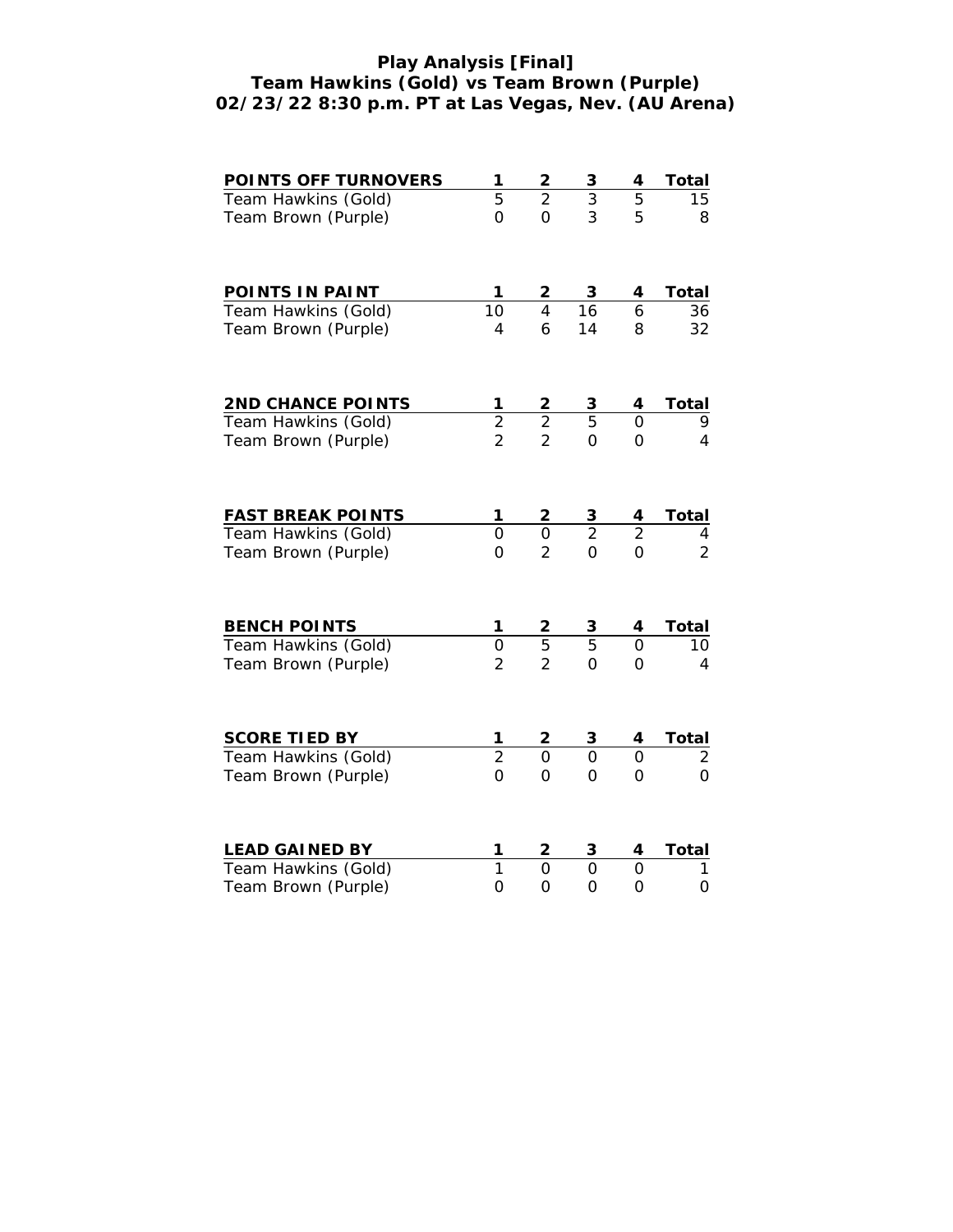## Play Analysis [Final]
## Team Hawkins (Gold) vs Team Brown (Purple)
## 02/23/22 8:30 p.m. PT at Las Vegas, Nev. (AU Arena)

| POINTS OFF TURNOVERS | 1 | 2 | 3 | 4 | Total |
|---|---|---|---|---|---|
| Team Hawkins (Gold) | 5 | 2 | 3 | 5 | 15 |
| Team Brown (Purple) | 0 | 0 | 3 | 5 | 8 |

| POINTS IN PAINT | 1 | 2 | 3 | 4 | Total |
|---|---|---|---|---|---|
| Team Hawkins (Gold) | 10 | 4 | 16 | 6 | 36 |
| Team Brown (Purple) | 4 | 6 | 14 | 8 | 32 |

| 2ND CHANCE POINTS | 1 | 2 | 3 | 4 | Total |
|---|---|---|---|---|---|
| Team Hawkins (Gold) | 2 | 2 | 5 | 0 | 9 |
| Team Brown (Purple) | 2 | 2 | 0 | 0 | 4 |

| FAST BREAK POINTS | 1 | 2 | 3 | 4 | Total |
|---|---|---|---|---|---|
| Team Hawkins (Gold) | 0 | 0 | 2 | 2 | 4 |
| Team Brown (Purple) | 0 | 2 | 0 | 0 | 2 |

| BENCH POINTS | 1 | 2 | 3 | 4 | Total |
|---|---|---|---|---|---|
| Team Hawkins (Gold) | 0 | 5 | 5 | 0 | 10 |
| Team Brown (Purple) | 2 | 2 | 0 | 0 | 4 |

| SCORE TIED BY | 1 | 2 | 3 | 4 | Total |
|---|---|---|---|---|---|
| Team Hawkins (Gold) | 2 | 0 | 0 | 0 | 2 |
| Team Brown (Purple) | 0 | 0 | 0 | 0 | 0 |

| LEAD GAINED BY | 1 | 2 | 3 | 4 | Total |
|---|---|---|---|---|---|
| Team Hawkins (Gold) | 1 | 0 | 0 | 0 | 1 |
| Team Brown (Purple) | 0 | 0 | 0 | 0 | 0 |